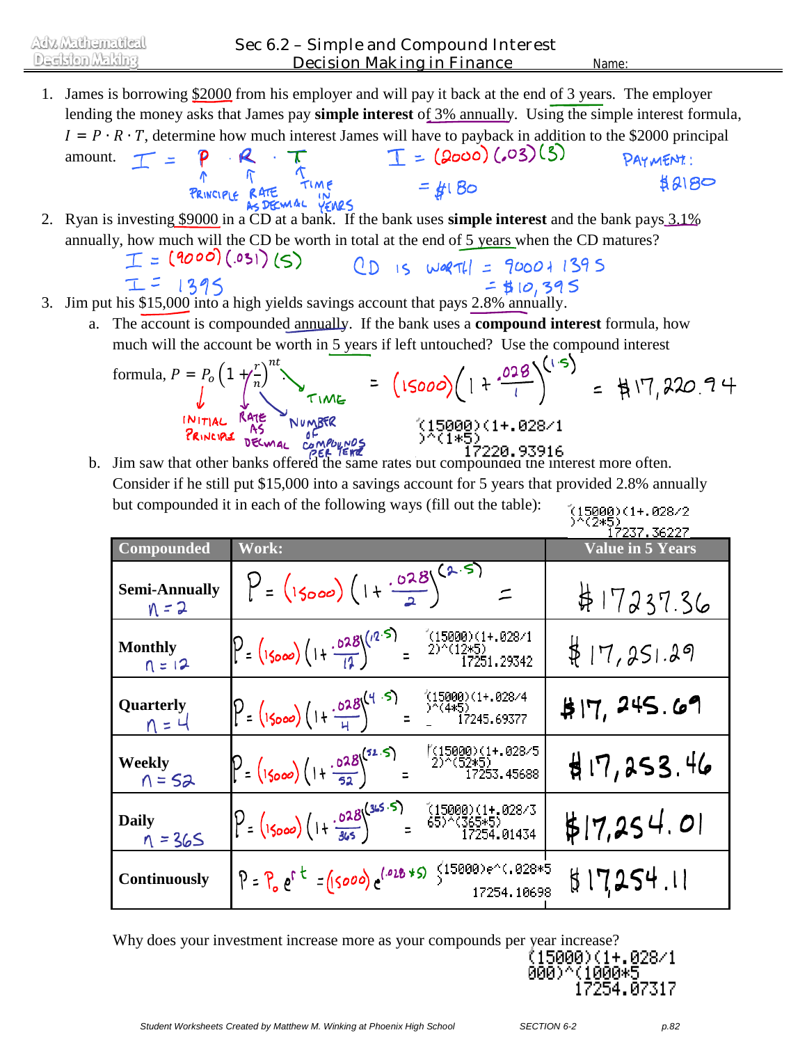# Sec 6.2 – Simple and Compound Interest
## Decision Making in Finance

Name:

1. James is borrowing $2000 from his employer and will pay it back at the end of 3 years. The employer lending the money asks that James pay **simple interest** of 3% annually. Using the simple interest formula, $I = P \cdot R \cdot T$, determine how much interest James will have to payback in addition to the $2000 principal amount.

   $I = P \cdot R \cdot T$ (P = Principle, R = Rate as decimal, T = Time in years)

   $I = (2000)(.03)(3)$

   $= \$180$

   Payment: $2180

2. Ryan is investing $9000 in a CD at a bank. If the bank uses **simple interest** and the bank pays 3.1% annually, how much will the CD be worth in total at the end of 5 years when the CD matures?

   $I = (9000)(.031)(5)$

   $I = 1395$

   CD is worth $= 9000 + 1395$

   $= \$10{,}395$

3. Jim put his $15,000 into a high yields savings account that pays 2.8% annually.

   a. The account is compounded annually. If the bank uses a **compound interest** formula, how much will the account be worth in 5 years if left untouched? Use the compound interest formula, $P = P_o\left(1 + \frac{r}{n}\right)^{nt}$

   ($P_o$ = Initial Principle, $r$ = Rate as decimal, $n$ = Number of compounds per year, $t$ = Time)

   $= (15000)\left(1 + \frac{.028}{1}\right)^{(1 \cdot 5)} = \$17{,}220.94$

   ```
   (15000)(1+.028/1)^(1*5)
   17220.93916
   ```

   b. Jim saw that other banks offered the same rates but compounded the interest more often. Consider if he still put $15,000 into a savings account for 5 years that provided 2.8% annually but compounded it in each of the following ways (fill out the table):

| Compounded | Work: | Value in 5 Years |
|---|---|---|
| **Semi-Annually** $n = 2$ | $P = (15000)\left(1 + \frac{.028}{2}\right)^{(2 \cdot 5)} =$ `(15000)(1+.028/2)^(2*5)` 17237.36227 | $17237.36 |
| **Monthly** $n = 12$ | $P = (15000)\left(1 + \frac{.028}{12}\right)^{(12 \cdot 5)} =$ `(15000)(1+.028/12)^(12*5)` 17251.29342 | $17,251.29 |
| **Quarterly** $n = 4$ | $P = (15000)\left(1 + \frac{.028}{4}\right)^{(4 \cdot 5)} =$ `(15000)(1+.028/4)^(4*5)` 17245.69377 | $17,245.69 |
| **Weekly** $n = 52$ | $P = (15000)\left(1 + \frac{.028}{52}\right)^{(52 \cdot 5)} =$ `(15000)(1+.028/52)^(52*5)` 17253.45688 | $17,253.46 |
| **Daily** $n = 365$ | $P = (15000)\left(1 + \frac{.028}{365}\right)^{(365 \cdot 5)} =$ `(15000)(1+.028/365)^(365*5)` 17254.01434 | $17,254.01 |
| **Continuously** | $P = P_o e^{rt} = (15000)e^{(.028 \cdot 5)}$ `(15000)e^(.028*5)` 17254.10698 | $17254.11 |

Why does your investment increase more as your compounds per year increase?

```
(15000)(1+.028/1000)^(1000*5)
17254.07317
```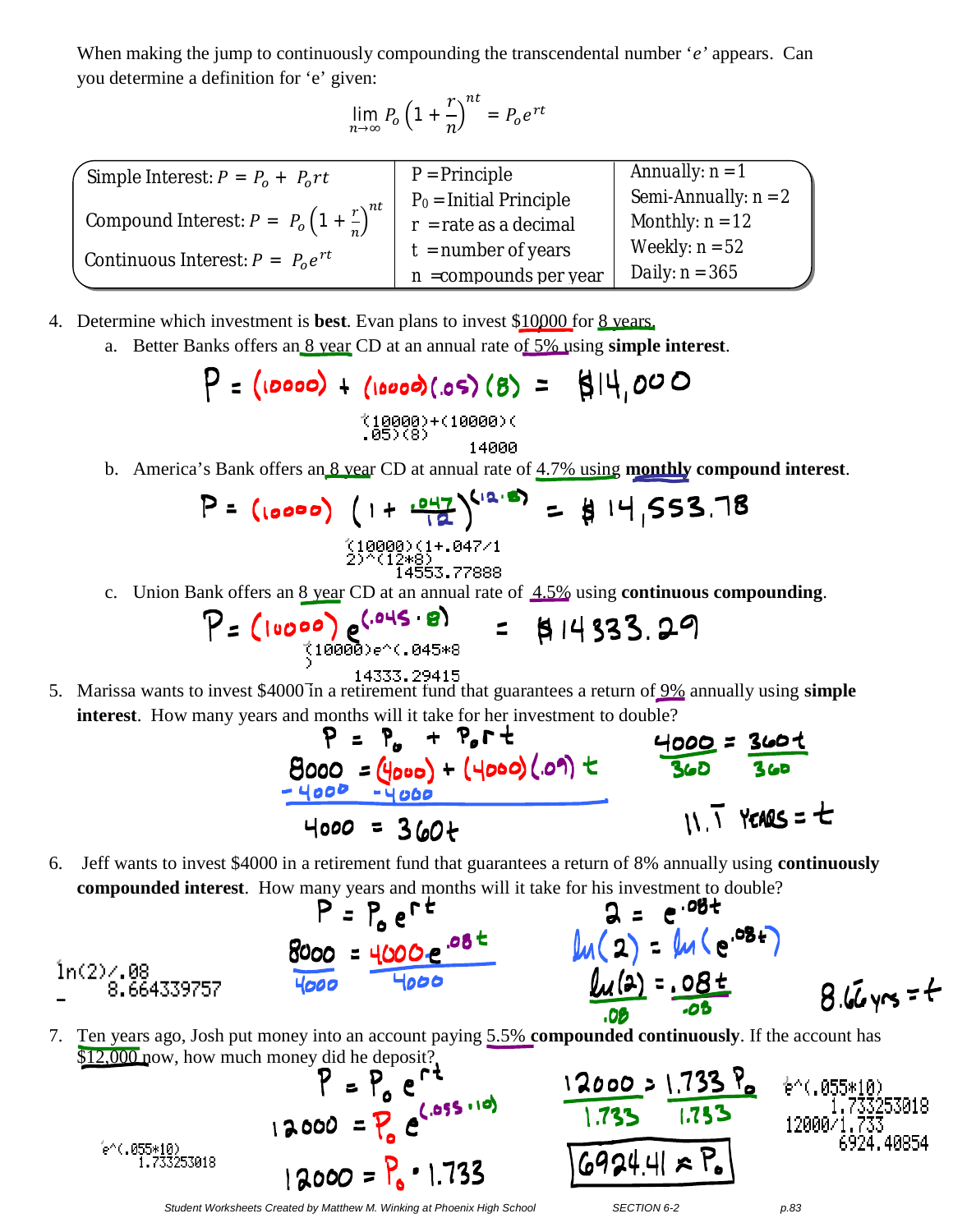When making the jump to continuously compounding the transcendental number '*e*' appears. Can you determine a definition for 'e' given:

$$\lim_{n\to\infty} P_o\left(1+\frac{r}{n}\right)^{nt} = P_o e^{rt}$$

| | | |
|---|---|---|
| Simple Interest: $P = P_o + P_o rt$ | P = Principle | Annually: n = 1 |
| Compound Interest: $P = P_o\left(1+\frac{r}{n}\right)^{nt}$ | $P_0$ = Initial Principle | Semi-Annually: n = 2 |
| Continuous Interest: $P = P_o e^{rt}$ | r = rate as a decimal | Monthly: n = 12 |
| | t = number of years | Weekly: n = 52 |
| | n = compounds per year | Daily: n = 365 |

4. Determine which investment is **best**. Evan plans to invest $10000 for 8 years.
   a. Better Banks offers an 8 year CD at an annual rate of 5% using **simple interest**.

   $$P = (10000) + (10000)(.05)(8) = \$14,000$$

   ```
   (10000)+(10000)(.05)(8)
                     14000
   ```

   b. America's Bank offers an 8 year CD at annual rate of 4.7% using **monthly compound interest**.

   $$P = (10000)\left(1+\frac{.047}{12}\right)^{(12\cdot 8)} = \$14,553.78$$

   ```
   (10000)(1+.047/12)^(12*8)
                14553.77888
   ```

   c. Union Bank offers an 8 year CD at an annual rate of 4.5% using **continuous compounding**.

   $$P = (10000)e^{(.045\cdot 8)} = \$14333.29$$

   ```
   (10000)e^(.045*8)
              14333.29415
   ```

5. Marissa wants to invest $4000 in a retirement fund that guarantees a return of 9% annually using **simple interest**. How many years and months will it take for her investment to double?

   $$P = P_o + P_o rt$$
   $$8000 = (4000) + (4000)(.09)t$$
   $$-4000 \quad -4000$$
   $$4000 = 360t$$
   $$\frac{4000}{360} = \frac{360t}{360}$$
   $$11.\overline{1} \text{ YEARS} = t$$

6. Jeff wants to invest $4000 in a retirement fund that guarantees a return of 8% annually using **continuously compounded interest**. How many years and months will it take for his investment to double?

   $$P = P_o e^{rt}$$
   $$\frac{8000}{4000} = \frac{4000e^{.08t}}{4000}$$
   $$2 = e^{.08t}$$
   $$\ln(2) = \ln(e^{.08t})$$
   $$\frac{\ln(2)}{.08} = \frac{.08t}{.08}$$
   $$8.66 \text{ yrs} = t$$

   ```
   ln(2)/.08
        8.664339757
   ```

7. Ten years ago, Josh put money into an account paying 5.5% **compounded continuously**. If the account has $12,000 now, how much money did he deposit?

   $$P = P_o e^{rt}$$
   $$12000 = P_o e^{(.055\cdot 10)}$$
   $$12000 = P_o \cdot 1.733$$
   $$\frac{12000}{1.733} = \frac{1.733 P_o}{1.733}$$
   $$6924.41 \approx P_o$$

   ```
   e^(.055*10)
        1.733253018
   12000/1.733
        6924.40854
   ```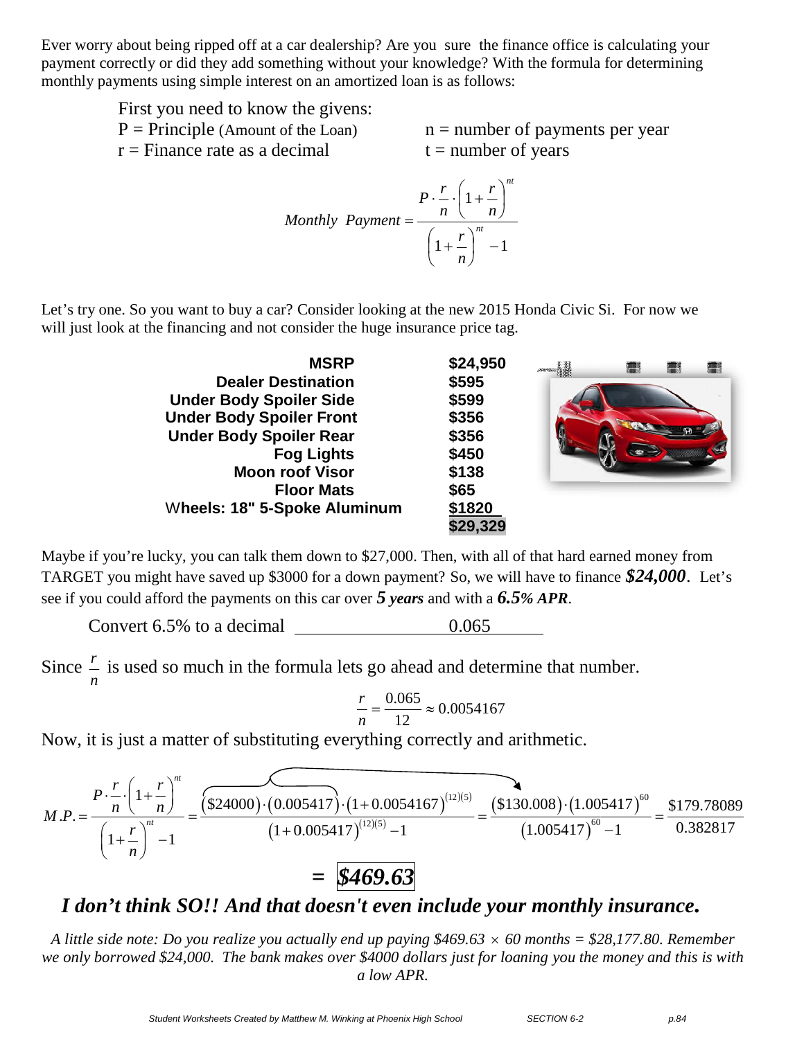Ever worry about being ripped off at a car dealership? Are you sure the finance office is calculating your payment correctly or did they add something without your knowledge? With the formula for determining monthly payments using simple interest on an amortized loan is as follows:

First you need to know the givens:

P = Principle (Amount of the Loan)

r = Finance rate as a decimal

n = number of payments per year

t = number of years

$$Monthly\ \ Payment = \frac{P \cdot \frac{r}{n} \cdot \left(1+\frac{r}{n}\right)^{nt}}{\left(1+\frac{r}{n}\right)^{nt} - 1}$$

Let's try one. So you want to buy a car? Consider looking at the new 2015 Honda Civic Si. For now we will just look at the financing and not consider the huge insurance price tag.

| | |
|---|---|
| **MSRP** | **$24,950** |
| **Dealer Destination** | **$595** |
| **Under Body Spoiler Side** | **$599** |
| **Under Body Spoiler Front** | **$356** |
| **Under Body Spoiler Rear** | **$356** |
| **Fog Lights** | **$450** |
| **Moon roof Visor** | **$138** |
| **Floor Mats** | **$65** |
| **Wheels: 18" 5-Spoke Aluminum** | **$1820** |
| | **$29,329** |

Maybe if you're lucky, you can talk them down to $27,000. Then, with all of that hard earned money from TARGET you might have saved up $3000 for a down payment? So, we will have to finance ***$24,000***. Let's see if you could afford the payments on this car over ***5 years*** and with a ***6.5% APR***.

Convert 6.5% to a decimal ______0.065______

Since $\frac{r}{n}$ is used so much in the formula lets go ahead and determine that number.

$$\frac{r}{n} = \frac{0.065}{12} \approx 0.0054167$$

Now, it is just a matter of substituting everything correctly and arithmetic.

$$M.P. = \frac{P \cdot \frac{r}{n} \cdot \left(1+\frac{r}{n}\right)^{nt}}{\left(1+\frac{r}{n}\right)^{nt} - 1} = \frac{(\$24000)\cdot(0.005417)\cdot(1+0.0054167)^{(12)(5)}}{(1+0.005417)^{(12)(5)} - 1} = \frac{(\$130.008)\cdot(1.005417)^{60}}{(1.005417)^{60} - 1} = \frac{\$179.78089}{0.382817}$$

$$= \boxed{\$469.63}$$

***I don't think SO!! And that doesn't even include your monthly insurance.***

*A little side note: Do you realize you actually end up paying $469.63 × 60 months = $28,177.80. Remember we only borrowed $24,000. The bank makes over $4000 dollars just for loaning you the money and this is with a low APR.*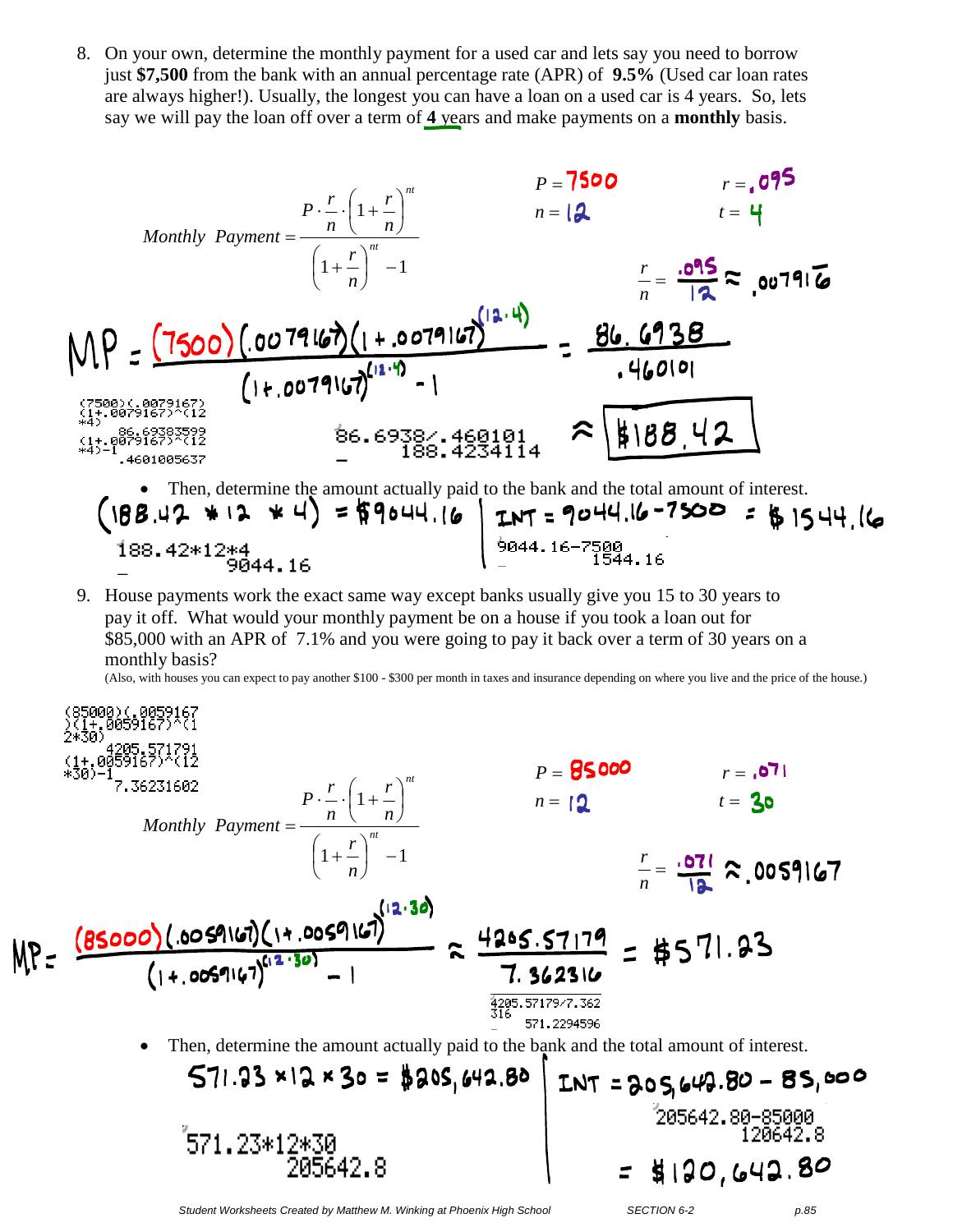8. On your own, determine the monthly payment for a used car and lets say you need to borrow just **$7,500** from the bank with an annual percentage rate (APR) of **9.5%** (Used car loan rates are always higher!). Usually, the longest you can have a loan on a used car is 4 years. So, lets say we will pay the loan off over a term of **4** years and make payments on a **monthly** basis.

$$Monthly\ \ Payment = \frac{P \cdot \frac{r}{n} \cdot \left(1+\frac{r}{n}\right)^{nt}}{\left(1+\frac{r}{n}\right)^{nt} - 1}$$

$P = 7500$ $\quad r = .095$

$n = 12$ $\quad t = 4$

$\frac{r}{n} = \frac{.095}{12} \approx .0079\overline{16}$

$$MP = \frac{(7500)(.0079167)(1+.0079167)^{(12 \cdot 4)}}{(1+.0079167)^{(12 \cdot 4)} - 1} = \frac{86.6938}{.460101}$$

```
(7500)(.0079167)
(1+.0079167)^(12
*4)
        86.69383599
(1+.0079167)^(12
*4)-1
       .4601005637
```

```
86.6938/.460101
        188.4234114
```

$\approx$ **$188.42**

- Then, determine the amount actually paid to the bank and the total amount of interest.

$(188.42 * 12 * 4) = \$9044.16$ | $INT = 9044.16 - 7500 = \$1544.16$

```
188.42*12*4
        9044.16
```

```
9044.16-7500
        1544.16
```

9. House payments work the exact same way except banks usually give you 15 to 30 years to pay it off. What would your monthly payment be on a house if you took a loan out for $85,000 with an APR of 7.1% and you were going to pay it back over a term of 30 years on a monthly basis?

(Also, with houses you can expect to pay another $100 - $300 per month in taxes and insurance depending on where you live and the price of the house.)

```
(85000)(.0059167
)(1+.0059167)^(1
2*30)
        4205.571791
(1+.0059167)^(12
*30)-1
        7.36231602
```

$$Monthly\ \ Payment = \frac{P \cdot \frac{r}{n} \cdot \left(1+\frac{r}{n}\right)^{nt}}{\left(1+\frac{r}{n}\right)^{nt} - 1}$$

$P = 85000$ $\quad r = .071$

$n = 12$ $\quad t = 30$

$\frac{r}{n} = \frac{.071}{12} \approx .0059167$

$$MP = \frac{(85000)(.0059167)(1+.0059167)^{(12 \cdot 30)}}{(1+.0059167)^{(12 \cdot 30)} - 1} \approx \frac{4205.57179}{7.362316} = \$571.23$$

```
4205.57179/7.362
316
        571.2294596
```

- Then, determine the amount actually paid to the bank and the total amount of interest.

$571.23 \times 12 \times 30 = \$205,642.80$ | $INT = 205,642.80 - 85,000 = \$120,642.80$

```
571.23*12*30
        205642.8
```

```
205642.80-85000
        120642.8
```